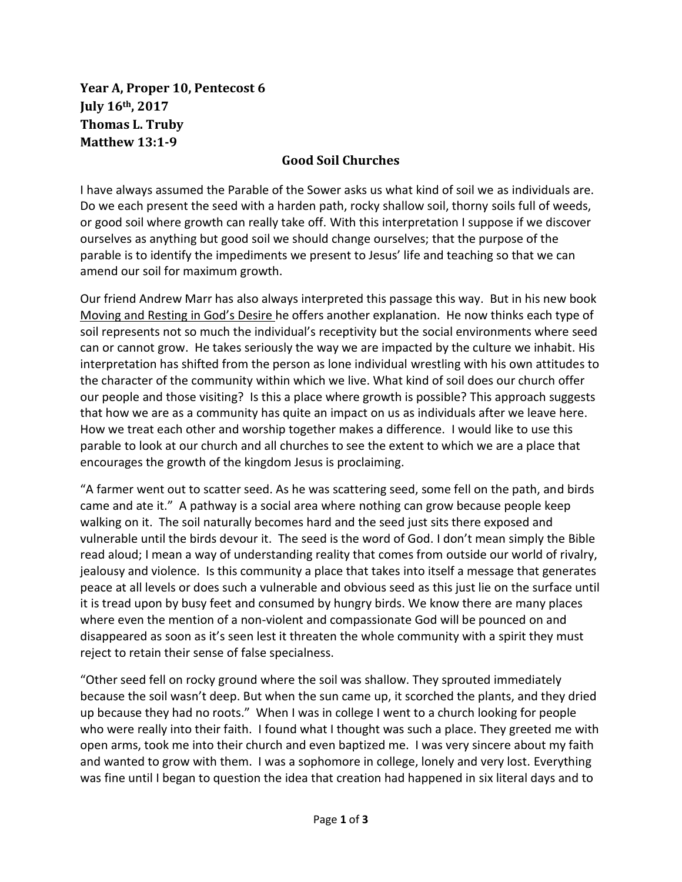**Year A, Proper 10, Pentecost 6**
**July 16th, 2017**
**Thomas L. Truby**
**Matthew 13:1-9**

## Good Soil Churches

I have always assumed the Parable of the Sower asks us what kind of soil we as individuals are. Do we each present the seed with a harden path, rocky shallow soil, thorny soils full of weeds, or good soil where growth can really take off. With this interpretation I suppose if we discover ourselves as anything but good soil we should change ourselves; that the purpose of the parable is to identify the impediments we present to Jesus' life and teaching so that we can amend our soil for maximum growth.

Our friend Andrew Marr has also always interpreted this passage this way. But in his new book Moving and Resting in God's Desire he offers another explanation. He now thinks each type of soil represents not so much the individual's receptivity but the social environments where seed can or cannot grow. He takes seriously the way we are impacted by the culture we inhabit. His interpretation has shifted from the person as lone individual wrestling with his own attitudes to the character of the community within which we live. What kind of soil does our church offer our people and those visiting? Is this a place where growth is possible? This approach suggests that how we are as a community has quite an impact on us as individuals after we leave here. How we treat each other and worship together makes a difference. I would like to use this parable to look at our church and all churches to see the extent to which we are a place that encourages the growth of the kingdom Jesus is proclaiming.

"A farmer went out to scatter seed. As he was scattering seed, some fell on the path, and birds came and ate it." A pathway is a social area where nothing can grow because people keep walking on it. The soil naturally becomes hard and the seed just sits there exposed and vulnerable until the birds devour it. The seed is the word of God. I don't mean simply the Bible read aloud; I mean a way of understanding reality that comes from outside our world of rivalry, jealousy and violence. Is this community a place that takes into itself a message that generates peace at all levels or does such a vulnerable and obvious seed as this just lie on the surface until it is tread upon by busy feet and consumed by hungry birds. We know there are many places where even the mention of a non-violent and compassionate God will be pounced on and disappeared as soon as it's seen lest it threaten the whole community with a spirit they must reject to retain their sense of false specialness.

"Other seed fell on rocky ground where the soil was shallow. They sprouted immediately because the soil wasn't deep. But when the sun came up, it scorched the plants, and they dried up because they had no roots." When I was in college I went to a church looking for people who were really into their faith. I found what I thought was such a place. They greeted me with open arms, took me into their church and even baptized me. I was very sincere about my faith and wanted to grow with them. I was a sophomore in college, lonely and very lost. Everything was fine until I began to question the idea that creation had happened in six literal days and to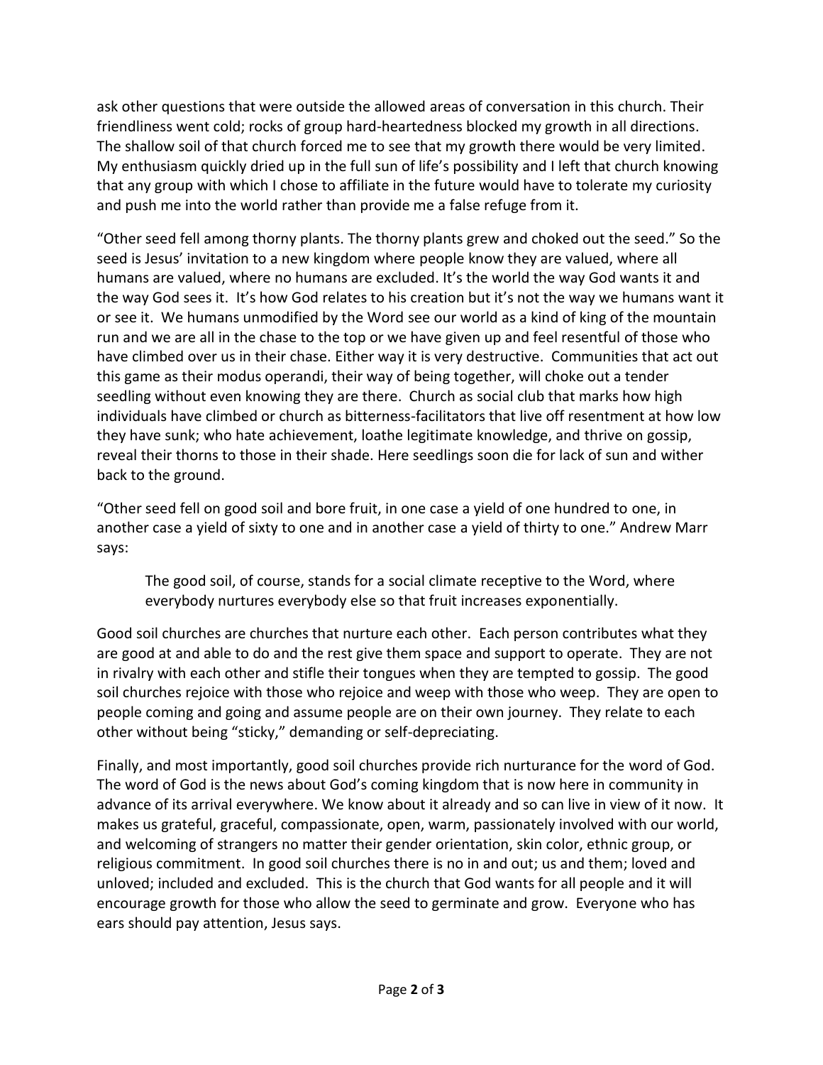ask other questions that were outside the allowed areas of conversation in this church. Their friendliness went cold; rocks of group hard-heartedness blocked my growth in all directions. The shallow soil of that church forced me to see that my growth there would be very limited. My enthusiasm quickly dried up in the full sun of life's possibility and I left that church knowing that any group with which I chose to affiliate in the future would have to tolerate my curiosity and push me into the world rather than provide me a false refuge from it.

"Other seed fell among thorny plants. The thorny plants grew and choked out the seed." So the seed is Jesus' invitation to a new kingdom where people know they are valued, where all humans are valued, where no humans are excluded. It's the world the way God wants it and the way God sees it. It's how God relates to his creation but it's not the way we humans want it or see it. We humans unmodified by the Word see our world as a kind of king of the mountain run and we are all in the chase to the top or we have given up and feel resentful of those who have climbed over us in their chase. Either way it is very destructive. Communities that act out this game as their modus operandi, their way of being together, will choke out a tender seedling without even knowing they are there. Church as social club that marks how high individuals have climbed or church as bitterness-facilitators that live off resentment at how low they have sunk; who hate achievement, loathe legitimate knowledge, and thrive on gossip, reveal their thorns to those in their shade. Here seedlings soon die for lack of sun and wither back to the ground.

"Other seed fell on good soil and bore fruit, in one case a yield of one hundred to one, in another case a yield of sixty to one and in another case a yield of thirty to one." Andrew Marr says:

> The good soil, of course, stands for a social climate receptive to the Word, where everybody nurtures everybody else so that fruit increases exponentially.

Good soil churches are churches that nurture each other. Each person contributes what they are good at and able to do and the rest give them space and support to operate. They are not in rivalry with each other and stifle their tongues when they are tempted to gossip. The good soil churches rejoice with those who rejoice and weep with those who weep. They are open to people coming and going and assume people are on their own journey. They relate to each other without being "sticky," demanding or self-depreciating.

Finally, and most importantly, good soil churches provide rich nurturance for the word of God. The word of God is the news about God's coming kingdom that is now here in community in advance of its arrival everywhere. We know about it already and so can live in view of it now. It makes us grateful, graceful, compassionate, open, warm, passionately involved with our world, and welcoming of strangers no matter their gender orientation, skin color, ethnic group, or religious commitment. In good soil churches there is no in and out; us and them; loved and unloved; included and excluded. This is the church that God wants for all people and it will encourage growth for those who allow the seed to germinate and grow. Everyone who has ears should pay attention, Jesus says.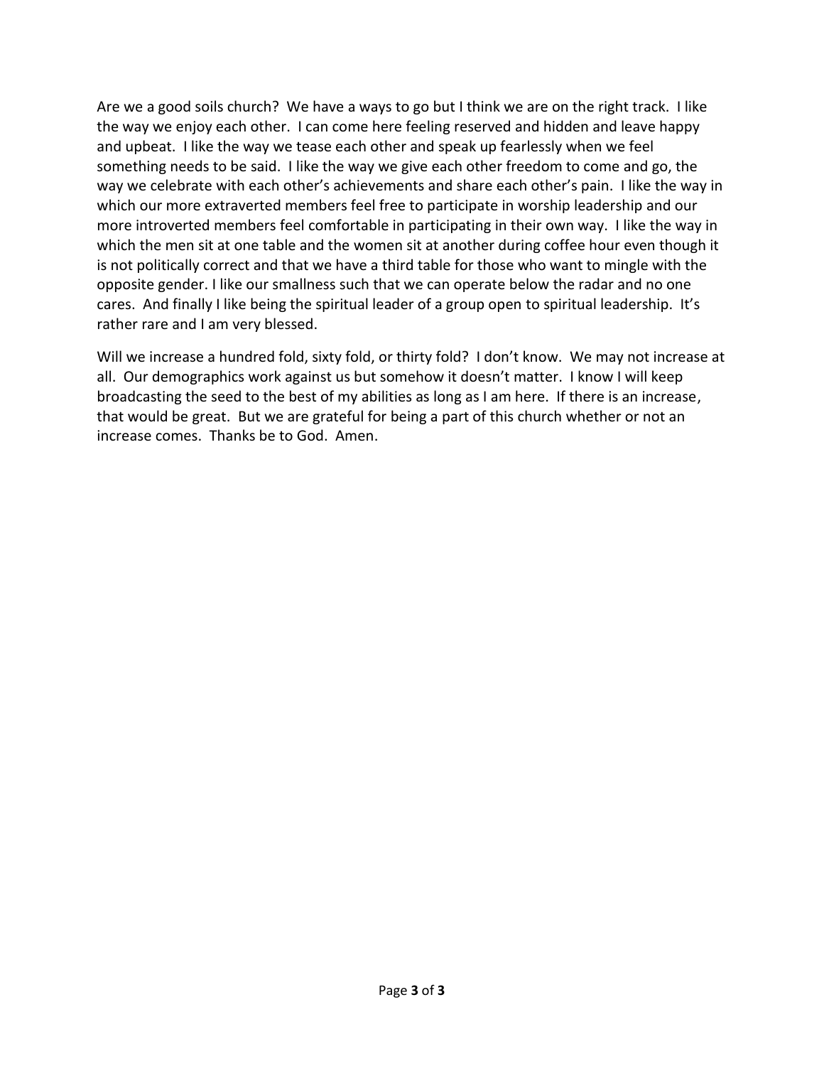Are we a good soils church? We have a ways to go but I think we are on the right track. I like the way we enjoy each other. I can come here feeling reserved and hidden and leave happy and upbeat. I like the way we tease each other and speak up fearlessly when we feel something needs to be said. I like the way we give each other freedom to come and go, the way we celebrate with each other's achievements and share each other's pain. I like the way in which our more extraverted members feel free to participate in worship leadership and our more introverted members feel comfortable in participating in their own way. I like the way in which the men sit at one table and the women sit at another during coffee hour even though it is not politically correct and that we have a third table for those who want to mingle with the opposite gender. I like our smallness such that we can operate below the radar and no one cares. And finally I like being the spiritual leader of a group open to spiritual leadership. It's rather rare and I am very blessed.

Will we increase a hundred fold, sixty fold, or thirty fold? I don't know. We may not increase at all. Our demographics work against us but somehow it doesn't matter. I know I will keep broadcasting the seed to the best of my abilities as long as I am here. If there is an increase, that would be great. But we are grateful for being a part of this church whether or not an increase comes. Thanks be to God. Amen.